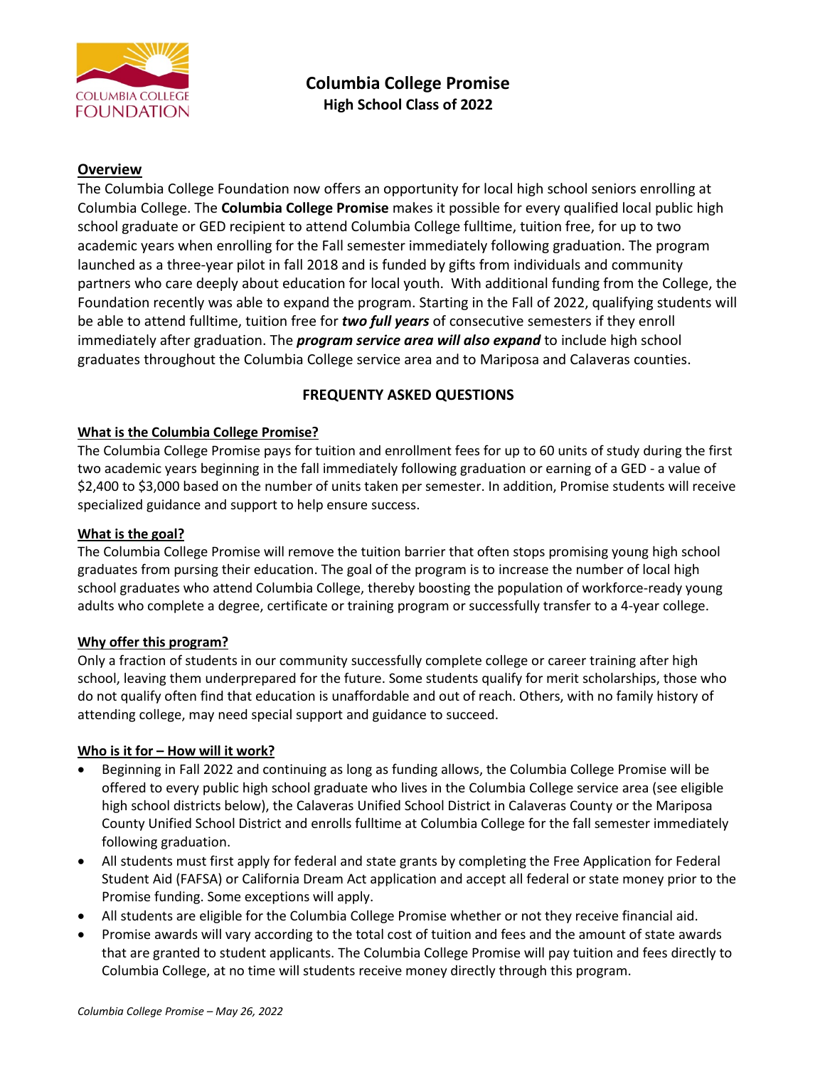COLUMBIA COLLEGE FOUNDATION

# Columbia College Promise

## High School Class of 2022

### Overview

The Columbia College Foundation now offers an opportunity for local high school seniors enrolling at Columbia College. The **Columbia College Promise** makes it possible for every qualified local public high school graduate or GED recipient to attend Columbia College fulltime, tuition free, for up to two academic years when enrolling for the Fall semester immediately following graduation. The program launched as a three-year pilot in fall 2018 and is funded by gifts from individuals and community partners who care deeply about education for local youth. With additional funding from the College, the Foundation recently was able to expand the program. Starting in the Fall of 2022, qualifying students will be able to attend fulltime, tuition free for ***two full years*** of consecutive semesters if they enroll immediately after graduation. The ***program service area will also expand*** to include high school graduates throughout the Columbia College service area and to Mariposa and Calaveras counties.

## FREQUENTY ASKED QUESTIONS

### What is the Columbia College Promise?

The Columbia College Promise pays for tuition and enrollment fees for up to 60 units of study during the first two academic years beginning in the fall immediately following graduation or earning of a GED - a value of $2,400 to $3,000 based on the number of units taken per semester. In addition, Promise students will receive specialized guidance and support to help ensure success.

### What is the goal?

The Columbia College Promise will remove the tuition barrier that often stops promising young high school graduates from pursing their education. The goal of the program is to increase the number of local high school graduates who attend Columbia College, thereby boosting the population of workforce-ready young adults who complete a degree, certificate or training program or successfully transfer to a 4-year college.

### Why offer this program?

Only a fraction of students in our community successfully complete college or career training after high school, leaving them underprepared for the future. Some students qualify for merit scholarships, those who do not qualify often find that education is unaffordable and out of reach. Others, with no family history of attending college, may need special support and guidance to succeed.

### Who is it for – How will it work?

- Beginning in Fall 2022 and continuing as long as funding allows, the Columbia College Promise will be offered to every public high school graduate who lives in the Columbia College service area (see eligible high school districts below), the Calaveras Unified School District in Calaveras County or the Mariposa County Unified School District and enrolls fulltime at Columbia College for the fall semester immediately following graduation.
- All students must first apply for federal and state grants by completing the Free Application for Federal Student Aid (FAFSA) or California Dream Act application and accept all federal or state money prior to the Promise funding. Some exceptions will apply.
- All students are eligible for the Columbia College Promise whether or not they receive financial aid.
- Promise awards will vary according to the total cost of tuition and fees and the amount of state awards that are granted to student applicants. The Columbia College Promise will pay tuition and fees directly to Columbia College, at no time will students receive money directly through this program.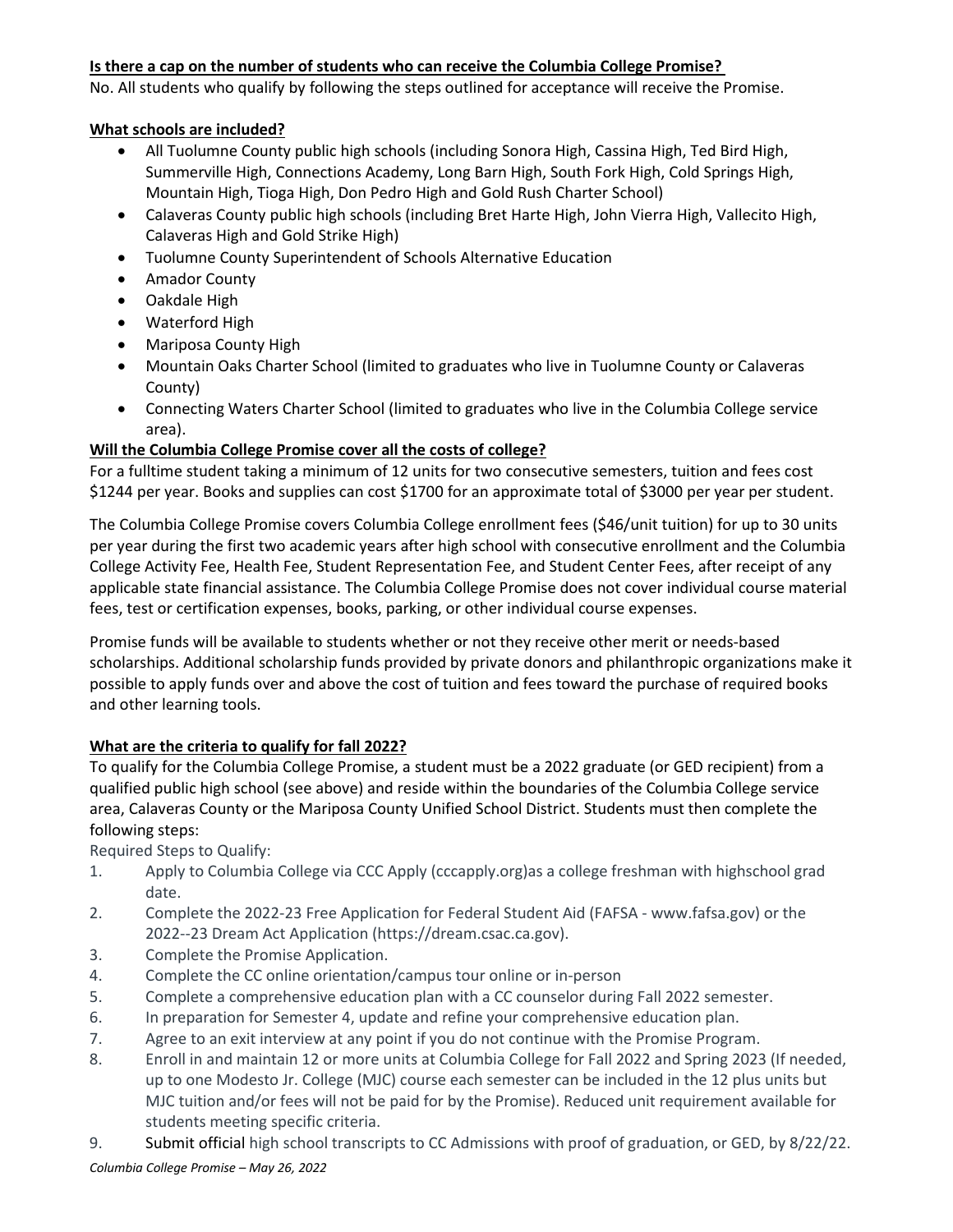**Is there a cap on the number of students who can receive the Columbia College Promise?**

No. All students who qualify by following the steps outlined for acceptance will receive the Promise.

**What schools are included?**

- All Tuolumne County public high schools (including Sonora High, Cassina High, Ted Bird High, Summerville High, Connections Academy, Long Barn High, South Fork High, Cold Springs High, Mountain High, Tioga High, Don Pedro High and Gold Rush Charter School)
- Calaveras County public high schools (including Bret Harte High, John Vierra High, Vallecito High, Calaveras High and Gold Strike High)
- Tuolumne County Superintendent of Schools Alternative Education
- Amador County
- Oakdale High
- Waterford High
- Mariposa County High
- Mountain Oaks Charter School (limited to graduates who live in Tuolumne County or Calaveras County)
- Connecting Waters Charter School (limited to graduates who live in the Columbia College service area).

**Will the Columbia College Promise cover all the costs of college?**

For a fulltime student taking a minimum of 12 units for two consecutive semesters, tuition and fees cost $1244 per year. Books and supplies can cost $1700 for an approximate total of $3000 per year per student.

The Columbia College Promise covers Columbia College enrollment fees ($46/unit tuition) for up to 30 units per year during the first two academic years after high school with consecutive enrollment and the Columbia College Activity Fee, Health Fee, Student Representation Fee, and Student Center Fees, after receipt of any applicable state financial assistance. The Columbia College Promise does not cover individual course material fees, test or certification expenses, books, parking, or other individual course expenses.

Promise funds will be available to students whether or not they receive other merit or needs-based scholarships. Additional scholarship funds provided by private donors and philanthropic organizations make it possible to apply funds over and above the cost of tuition and fees toward the purchase of required books and other learning tools.

**What are the criteria to qualify for fall 2022?**

To qualify for the Columbia College Promise, a student must be a 2022 graduate (or GED recipient) from a qualified public high school (see above) and reside within the boundaries of the Columbia College service area, Calaveras County or the Mariposa County Unified School District. Students must then complete the following steps:

Required Steps to Qualify:

1. Apply to Columbia College via CCC Apply (cccapply.org)as a college freshman with highschool grad date.
2. Complete the 2022-23 Free Application for Federal Student Aid (FAFSA - www.fafsa.gov) or the 2022--23 Dream Act Application (https://dream.csac.ca.gov).
3. Complete the Promise Application.
4. Complete the CC online orientation/campus tour online or in-person
5. Complete a comprehensive education plan with a CC counselor during Fall 2022 semester.
6. In preparation for Semester 4, update and refine your comprehensive education plan.
7. Agree to an exit interview at any point if you do not continue with the Promise Program.
8. Enroll in and maintain 12 or more units at Columbia College for Fall 2022 and Spring 2023 (If needed, up to one Modesto Jr. College (MJC) course each semester can be included in the 12 plus units but MJC tuition and/or fees will not be paid for by the Promise). Reduced unit requirement available for students meeting specific criteria.
9. Submit official high school transcripts to CC Admissions with proof of graduation, or GED, by 8/22/22.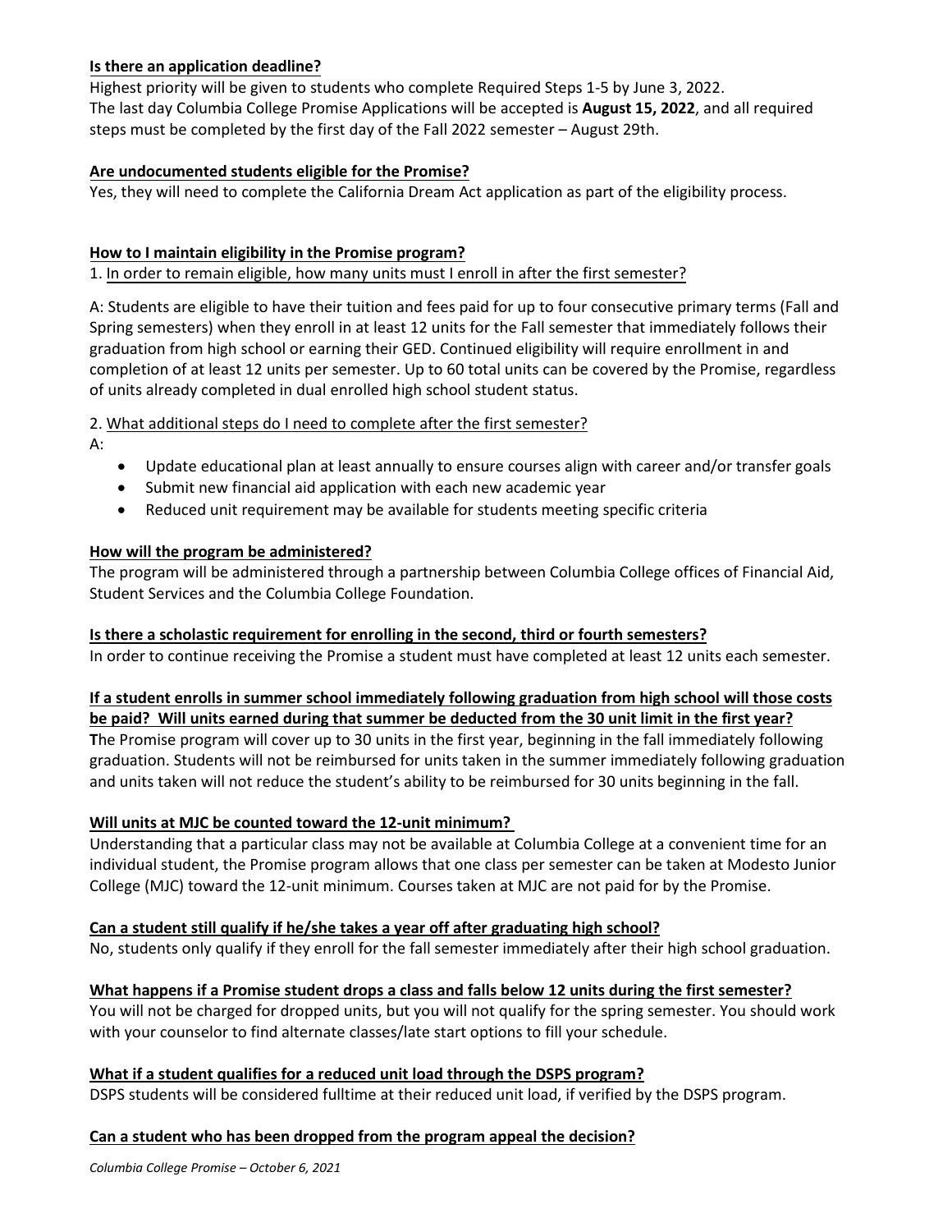**Is there an application deadline?**

Highest priority will be given to students who complete Required Steps 1-5 by June 3, 2022.
The last day Columbia College Promise Applications will be accepted is **August 15, 2022**, and all required steps must be completed by the first day of the Fall 2022 semester – August 29th.

**Are undocumented students eligible for the Promise?**

Yes, they will need to complete the California Dream Act application as part of the eligibility process.

**How to I maintain eligibility in the Promise program?**

1. In order to remain eligible, how many units must I enroll in after the first semester?

A: Students are eligible to have their tuition and fees paid for up to four consecutive primary terms (Fall and Spring semesters) when they enroll in at least 12 units for the Fall semester that immediately follows their graduation from high school or earning their GED. Continued eligibility will require enrollment in and completion of at least 12 units per semester. Up to 60 total units can be covered by the Promise, regardless of units already completed in dual enrolled high school student status.

2. What additional steps do I need to complete after the first semester?

A:

- Update educational plan at least annually to ensure courses align with career and/or transfer goals
- Submit new financial aid application with each new academic year
- Reduced unit requirement may be available for students meeting specific criteria

**How will the program be administered?**

The program will be administered through a partnership between Columbia College offices of Financial Aid, Student Services and the Columbia College Foundation.

**Is there a scholastic requirement for enrolling in the second, third or fourth semesters?**

In order to continue receiving the Promise a student must have completed at least 12 units each semester.

**If a student enrolls in summer school immediately following graduation from high school will those costs be paid? Will units earned during that summer be deducted from the 30 unit limit in the first year?**

**T**he Promise program will cover up to 30 units in the first year, beginning in the fall immediately following graduation. Students will not be reimbursed for units taken in the summer immediately following graduation and units taken will not reduce the student's ability to be reimbursed for 30 units beginning in the fall.

**Will units at MJC be counted toward the 12-unit minimum?**

Understanding that a particular class may not be available at Columbia College at a convenient time for an individual student, the Promise program allows that one class per semester can be taken at Modesto Junior College (MJC) toward the 12-unit minimum. Courses taken at MJC are not paid for by the Promise.

**Can a student still qualify if he/she takes a year off after graduating high school?**

No, students only qualify if they enroll for the fall semester immediately after their high school graduation.

**What happens if a Promise student drops a class and falls below 12 units during the first semester?**

You will not be charged for dropped units, but you will not qualify for the spring semester. You should work with your counselor to find alternate classes/late start options to fill your schedule.

**What if a student qualifies for a reduced unit load through the DSPS program?**

DSPS students will be considered fulltime at their reduced unit load, if verified by the DSPS program.

**Can a student who has been dropped from the program appeal the decision?**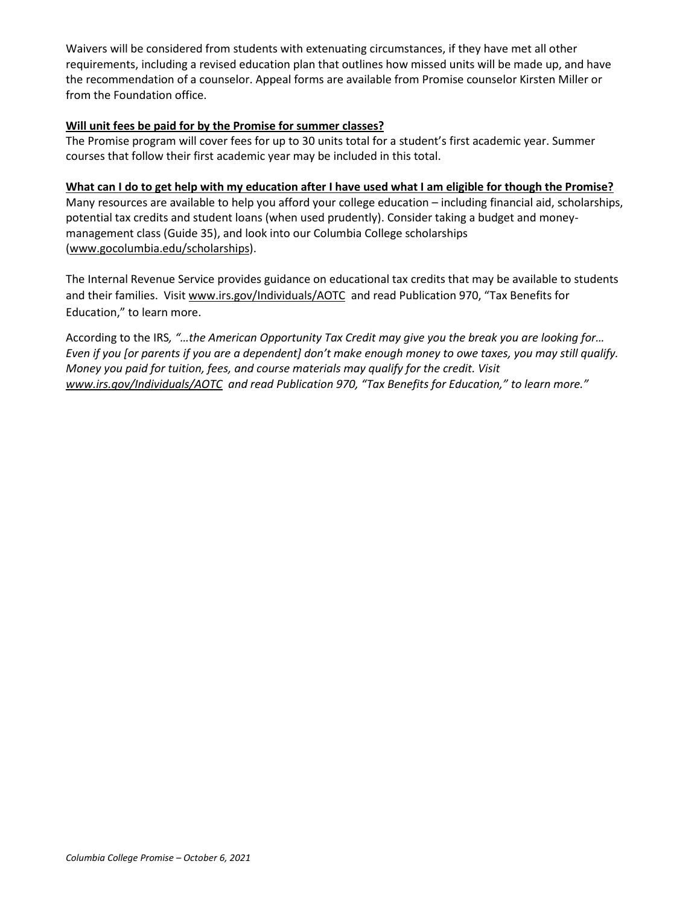Waivers will be considered from students with extenuating circumstances, if they have met all other requirements, including a revised education plan that outlines how missed units will be made up, and have the recommendation of a counselor. Appeal forms are available from Promise counselor Kirsten Miller or from the Foundation office.

**Will unit fees be paid for by the Promise for summer classes?**

The Promise program will cover fees for up to 30 units total for a student's first academic year. Summer courses that follow their first academic year may be included in this total.

**What can I do to get help with my education after I have used what I am eligible for though the Promise?**

Many resources are available to help you afford your college education – including financial aid, scholarships, potential tax credits and student loans (when used prudently). Consider taking a budget and money-management class (Guide 35), and look into our Columbia College scholarships (www.gocolumbia.edu/scholarships).

The Internal Revenue Service provides guidance on educational tax credits that may be available to students and their families. Visit www.irs.gov/Individuals/AOTC and read Publication 970, "Tax Benefits for Education," to learn more.

According to the IRS, *"…the American Opportunity Tax Credit may give you the break you are looking for… Even if you [or parents if you are a dependent] don't make enough money to owe taxes, you may still qualify. Money you paid for tuition, fees, and course materials may qualify for the credit. Visit www.irs.gov/Individuals/AOTC and read Publication 970, "Tax Benefits for Education," to learn more."*